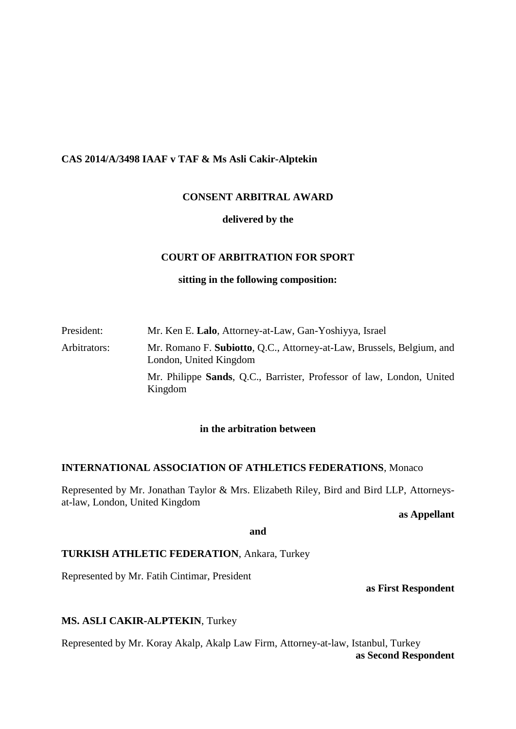**CAS 2014/A/3498 IAAF v TAF & Ms Asli Cakir-Alptekin**

**CONSENT ARBITRAL AWARD**

**delivered by the**

**COURT OF ARBITRATION FOR SPORT**

**sitting in the following composition:**

President: Mr. Ken E. **Lalo**, Attorney-at-Law, Gan-Yoshiyya, Israel

Arbitrators: Mr. Romano F. **Subiotto**, Q.C., Attorney-at-Law, Brussels, Belgium, and London, United Kingdom

Mr. Philippe **Sands**, Q.C., Barrister, Professor of law, London, United Kingdom

**in the arbitration between**

**INTERNATIONAL ASSOCIATION OF ATHLETICS FEDERATIONS**, Monaco

Represented by Mr. Jonathan Taylor & Mrs. Elizabeth Riley, Bird and Bird LLP, Attorneys-at-law, London, United Kingdom

**as Appellant**

**and**

**TURKISH ATHLETIC FEDERATION**, Ankara, Turkey

Represented by Mr. Fatih Cintimar, President

**as First Respondent**

**MS. ASLI CAKIR-ALPTEKIN**, Turkey

Represented by Mr. Koray Akalp, Akalp Law Firm, Attorney-at-law, Istanbul, Turkey

**as Second Respondent**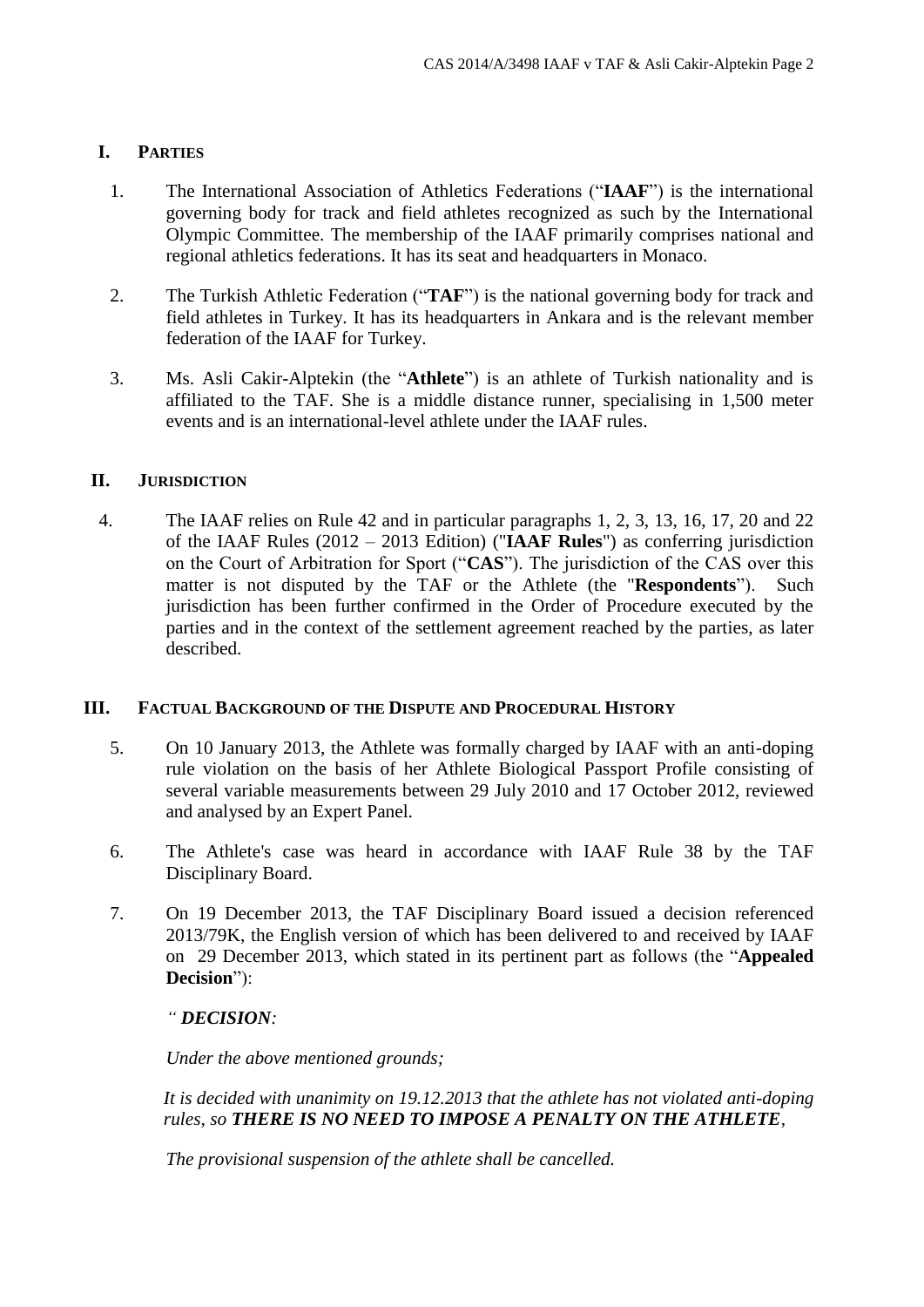## I. PARTIES

1. The International Association of Athletics Federations ("**IAAF**") is the international governing body for track and field athletes recognized as such by the International Olympic Committee. The membership of the IAAF primarily comprises national and regional athletics federations. It has its seat and headquarters in Monaco.

2. The Turkish Athletic Federation ("**TAF**") is the national governing body for track and field athletes in Turkey. It has its headquarters in Ankara and is the relevant member federation of the IAAF for Turkey.

3. Ms. Asli Cakir-Alptekin (the "**Athlete**") is an athlete of Turkish nationality and is affiliated to the TAF. She is a middle distance runner, specialising in 1,500 meter events and is an international-level athlete under the IAAF rules.

## II. JURISDICTION

4. The IAAF relies on Rule 42 and in particular paragraphs 1, 2, 3, 13, 16, 17, 20 and 22 of the IAAF Rules (2012 – 2013 Edition) ("**IAAF Rules**") as conferring jurisdiction on the Court of Arbitration for Sport ("**CAS**"). The jurisdiction of the CAS over this matter is not disputed by the TAF or the Athlete (the "**Respondents**"). Such jurisdiction has been further confirmed in the Order of Procedure executed by the parties and in the context of the settlement agreement reached by the parties, as later described.

## III. FACTUAL BACKGROUND OF THE DISPUTE AND PROCEDURAL HISTORY

5. On 10 January 2013, the Athlete was formally charged by IAAF with an anti-doping rule violation on the basis of her Athlete Biological Passport Profile consisting of several variable measurements between 29 July 2010 and 17 October 2012, reviewed and analysed by an Expert Panel.

6. The Athlete's case was heard in accordance with IAAF Rule 38 by the TAF Disciplinary Board.

7. On 19 December 2013, the TAF Disciplinary Board issued a decision referenced 2013/79K, the English version of which has been delivered to and received by IAAF on 29 December 2013, which stated in its pertinent part as follows (the "**Appealed Decision**"):

   *" **DECISION**:*

   *Under the above mentioned grounds;*

   *It is decided with unanimity on 19.12.2013 that the athlete has not violated anti-doping rules, so **THERE IS NO NEED TO IMPOSE A PENALTY ON THE ATHLETE**,*

   *The provisional suspension of the athlete shall be cancelled.*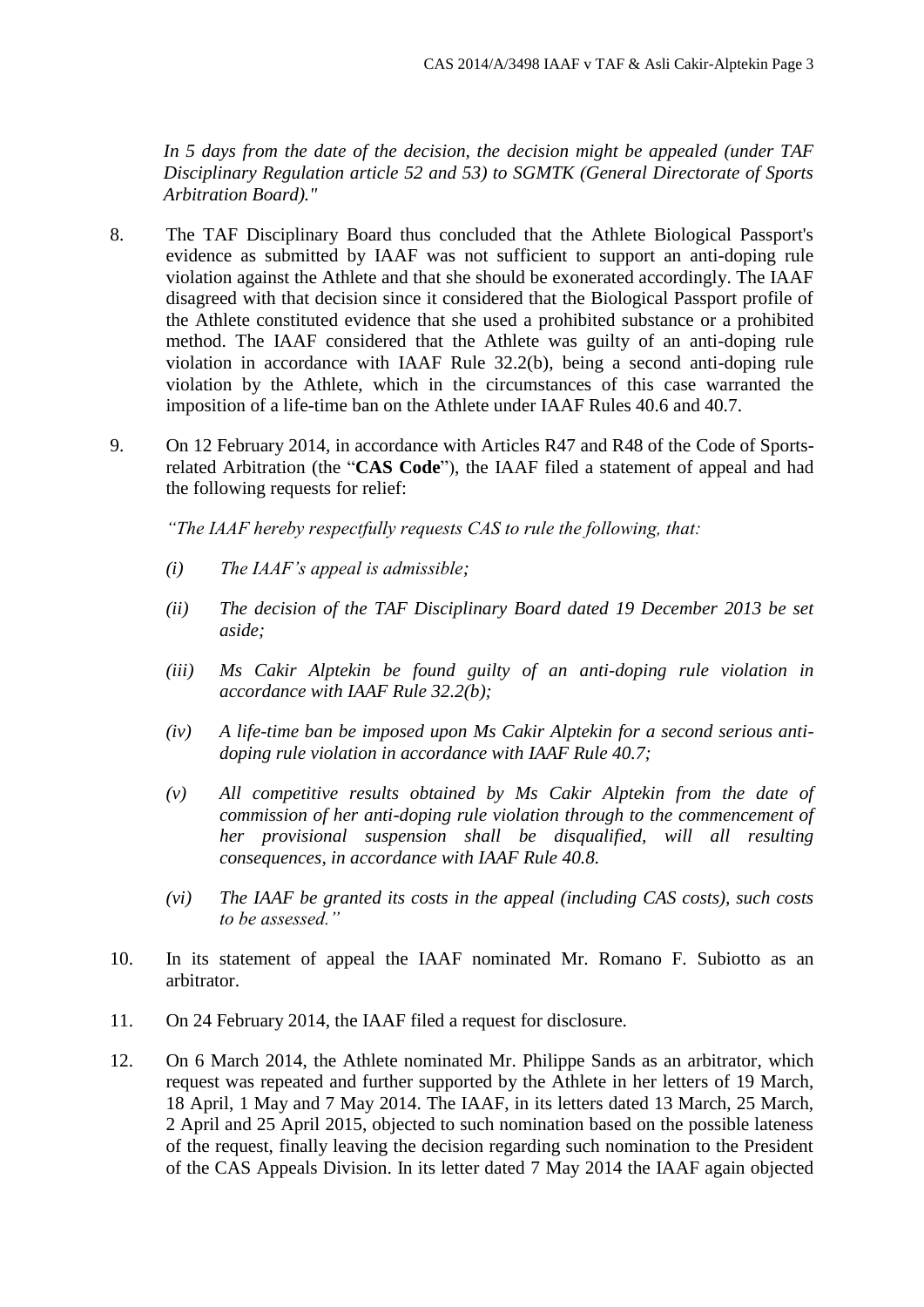*In 5 days from the date of the decision, the decision might be appealed (under TAF Disciplinary Regulation article 52 and 53) to SGMTK (General Directorate of Sports Arbitration Board)."*

8. The TAF Disciplinary Board thus concluded that the Athlete Biological Passport's evidence as submitted by IAAF was not sufficient to support an anti-doping rule violation against the Athlete and that she should be exonerated accordingly. The IAAF disagreed with that decision since it considered that the Biological Passport profile of the Athlete constituted evidence that she used a prohibited substance or a prohibited method. The IAAF considered that the Athlete was guilty of an anti-doping rule violation in accordance with IAAF Rule 32.2(b), being a second anti-doping rule violation by the Athlete, which in the circumstances of this case warranted the imposition of a life-time ban on the Athlete under IAAF Rules 40.6 and 40.7.

9. On 12 February 2014, in accordance with Articles R47 and R48 of the Code of Sports-related Arbitration (the "**CAS Code**"), the IAAF filed a statement of appeal and had the following requests for relief:

   *"The IAAF hereby respectfully requests CAS to rule the following, that:*

   *(i) The IAAF's appeal is admissible;*

   *(ii) The decision of the TAF Disciplinary Board dated 19 December 2013 be set aside;*

   *(iii) Ms Cakir Alptekin be found guilty of an anti-doping rule violation in accordance with IAAF Rule 32.2(b);*

   *(iv) A life-time ban be imposed upon Ms Cakir Alptekin for a second serious anti-doping rule violation in accordance with IAAF Rule 40.7;*

   *(v) All competitive results obtained by Ms Cakir Alptekin from the date of commission of her anti-doping rule violation through to the commencement of her provisional suspension shall be disqualified, will all resulting consequences, in accordance with IAAF Rule 40.8.*

   *(vi) The IAAF be granted its costs in the appeal (including CAS costs), such costs to be assessed."*

10. In its statement of appeal the IAAF nominated Mr. Romano F. Subiotto as an arbitrator.

11. On 24 February 2014, the IAAF filed a request for disclosure.

12. On 6 March 2014, the Athlete nominated Mr. Philippe Sands as an arbitrator, which request was repeated and further supported by the Athlete in her letters of 19 March, 18 April, 1 May and 7 May 2014. The IAAF, in its letters dated 13 March, 25 March, 2 April and 25 April 2015, objected to such nomination based on the possible lateness of the request, finally leaving the decision regarding such nomination to the President of the CAS Appeals Division. In its letter dated 7 May 2014 the IAAF again objected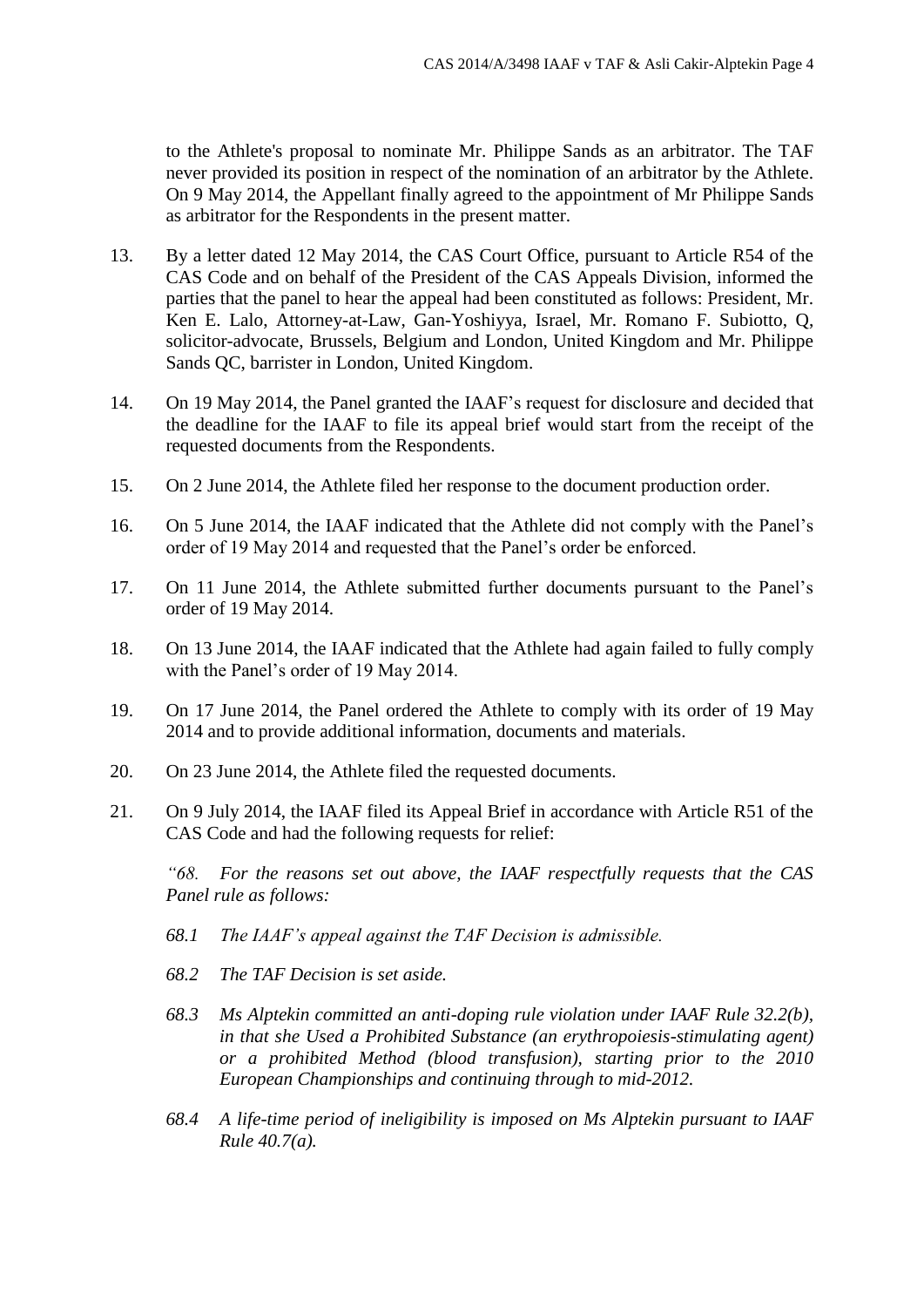to the Athlete's proposal to nominate Mr. Philippe Sands as an arbitrator. The TAF never provided its position in respect of the nomination of an arbitrator by the Athlete. On 9 May 2014, the Appellant finally agreed to the appointment of Mr Philippe Sands as arbitrator for the Respondents in the present matter.

13. By a letter dated 12 May 2014, the CAS Court Office, pursuant to Article R54 of the CAS Code and on behalf of the President of the CAS Appeals Division, informed the parties that the panel to hear the appeal had been constituted as follows: President, Mr. Ken E. Lalo, Attorney-at-Law, Gan-Yoshiyya, Israel, Mr. Romano F. Subiotto, Q, solicitor-advocate, Brussels, Belgium and London, United Kingdom and Mr. Philippe Sands QC, barrister in London, United Kingdom.

14. On 19 May 2014, the Panel granted the IAAF's request for disclosure and decided that the deadline for the IAAF to file its appeal brief would start from the receipt of the requested documents from the Respondents.

15. On 2 June 2014, the Athlete filed her response to the document production order.

16. On 5 June 2014, the IAAF indicated that the Athlete did not comply with the Panel's order of 19 May 2014 and requested that the Panel's order be enforced.

17. On 11 June 2014, the Athlete submitted further documents pursuant to the Panel's order of 19 May 2014.

18. On 13 June 2014, the IAAF indicated that the Athlete had again failed to fully comply with the Panel's order of 19 May 2014.

19. On 17 June 2014, the Panel ordered the Athlete to comply with its order of 19 May 2014 and to provide additional information, documents and materials.

20. On 23 June 2014, the Athlete filed the requested documents.

21. On 9 July 2014, the IAAF filed its Appeal Brief in accordance with Article R51 of the CAS Code and had the following requests for relief:

*"68. For the reasons set out above, the IAAF respectfully requests that the CAS Panel rule as follows:*

*68.1 The IAAF's appeal against the TAF Decision is admissible.*

*68.2 The TAF Decision is set aside.*

*68.3 Ms Alptekin committed an anti-doping rule violation under IAAF Rule 32.2(b), in that she Used a Prohibited Substance (an erythropoiesis-stimulating agent) or a prohibited Method (blood transfusion), starting prior to the 2010 European Championships and continuing through to mid-2012.*

*68.4 A life-time period of ineligibility is imposed on Ms Alptekin pursuant to IAAF Rule 40.7(a).*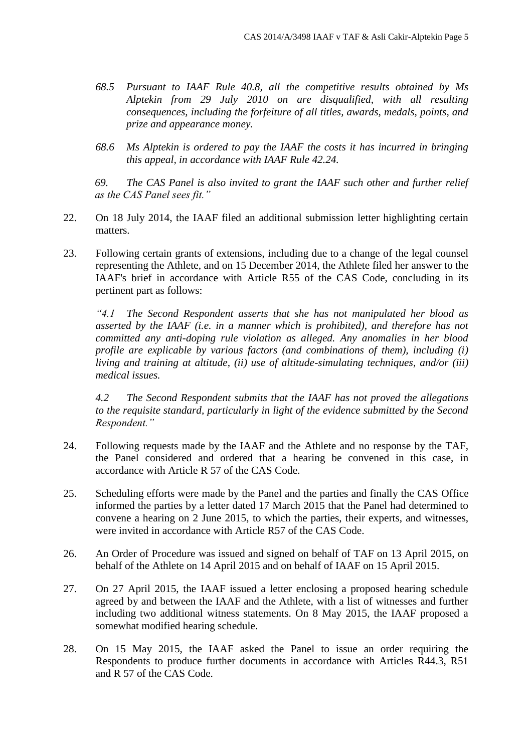*68.5 Pursuant to IAAF Rule 40.8, all the competitive results obtained by Ms Alptekin from 29 July 2010 on are disqualified, with all resulting consequences, including the forfeiture of all titles, awards, medals, points, and prize and appearance money.*

*68.6 Ms Alptekin is ordered to pay the IAAF the costs it has incurred in bringing this appeal, in accordance with IAAF Rule 42.24.*

*69. The CAS Panel is also invited to grant the IAAF such other and further relief as the CAS Panel sees fit."*

22. On 18 July 2014, the IAAF filed an additional submission letter highlighting certain matters.

23. Following certain grants of extensions, including due to a change of the legal counsel representing the Athlete, and on 15 December 2014, the Athlete filed her answer to the IAAF's brief in accordance with Article R55 of the CAS Code, concluding in its pertinent part as follows:

    *"4.1 The Second Respondent asserts that she has not manipulated her blood as asserted by the IAAF (i.e. in a manner which is prohibited), and therefore has not committed any anti-doping rule violation as alleged. Any anomalies in her blood profile are explicable by various factors (and combinations of them), including (i) living and training at altitude, (ii) use of altitude-simulating techniques, and/or (iii) medical issues.*

    *4.2 The Second Respondent submits that the IAAF has not proved the allegations to the requisite standard, particularly in light of the evidence submitted by the Second Respondent."*

24. Following requests made by the IAAF and the Athlete and no response by the TAF, the Panel considered and ordered that a hearing be convened in this case, in accordance with Article R 57 of the CAS Code.

25. Scheduling efforts were made by the Panel and the parties and finally the CAS Office informed the parties by a letter dated 17 March 2015 that the Panel had determined to convene a hearing on 2 June 2015, to which the parties, their experts, and witnesses, were invited in accordance with Article R57 of the CAS Code.

26. An Order of Procedure was issued and signed on behalf of TAF on 13 April 2015, on behalf of the Athlete on 14 April 2015 and on behalf of IAAF on 15 April 2015.

27. On 27 April 2015, the IAAF issued a letter enclosing a proposed hearing schedule agreed by and between the IAAF and the Athlete, with a list of witnesses and further including two additional witness statements. On 8 May 2015, the IAAF proposed a somewhat modified hearing schedule.

28. On 15 May 2015, the IAAF asked the Panel to issue an order requiring the Respondents to produce further documents in accordance with Articles R44.3, R51 and R 57 of the CAS Code.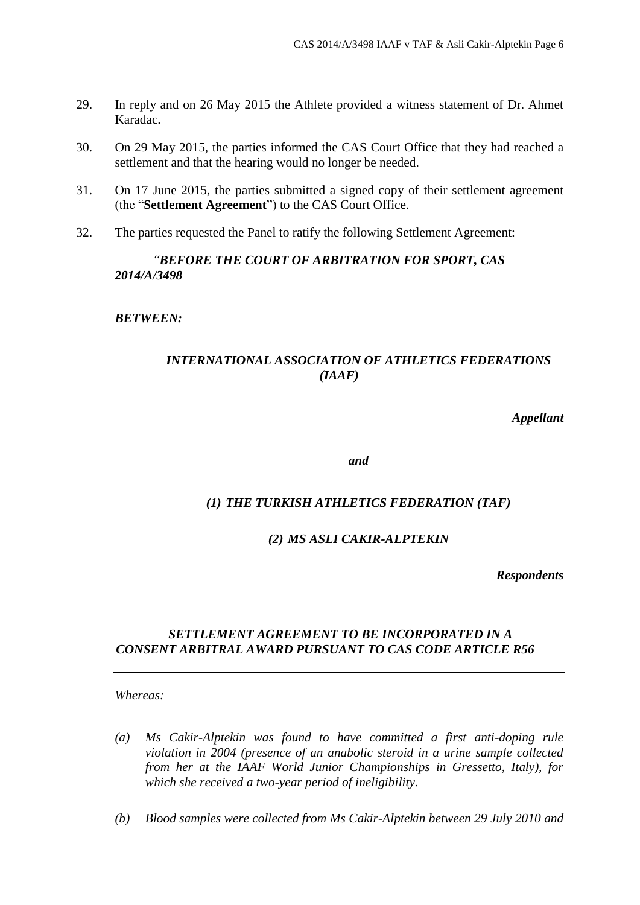29. In reply and on 26 May 2015 the Athlete provided a witness statement of Dr. Ahmet Karadac.

30. On 29 May 2015, the parties informed the CAS Court Office that they had reached a settlement and that the hearing would no longer be needed.

31. On 17 June 2015, the parties submitted a signed copy of their settlement agreement (the "**Settlement Agreement**") to the CAS Court Office.

32. The parties requested the Panel to ratify the following Settlement Agreement:

*"**BEFORE THE COURT OF ARBITRATION FOR SPORT, CAS 2014/A/3498***

***BETWEEN:***

***INTERNATIONAL ASSOCIATION OF ATHLETICS FEDERATIONS (IAAF)***

***Appellant***

***and***

***(1) THE TURKISH ATHLETICS FEDERATION (TAF)***

***(2) MS ASLI CAKIR-ALPTEKIN***

***Respondents***

---

***SETTLEMENT AGREEMENT TO BE INCORPORATED IN A CONSENT ARBITRAL AWARD PURSUANT TO CAS CODE ARTICLE R56***

---

*Whereas:*

*(a) Ms Cakir-Alptekin was found to have committed a first anti-doping rule violation in 2004 (presence of an anabolic steroid in a urine sample collected from her at the IAAF World Junior Championships in Gressetto, Italy), for which she received a two-year period of ineligibility.*

*(b) Blood samples were collected from Ms Cakir-Alptekin between 29 July 2010 and*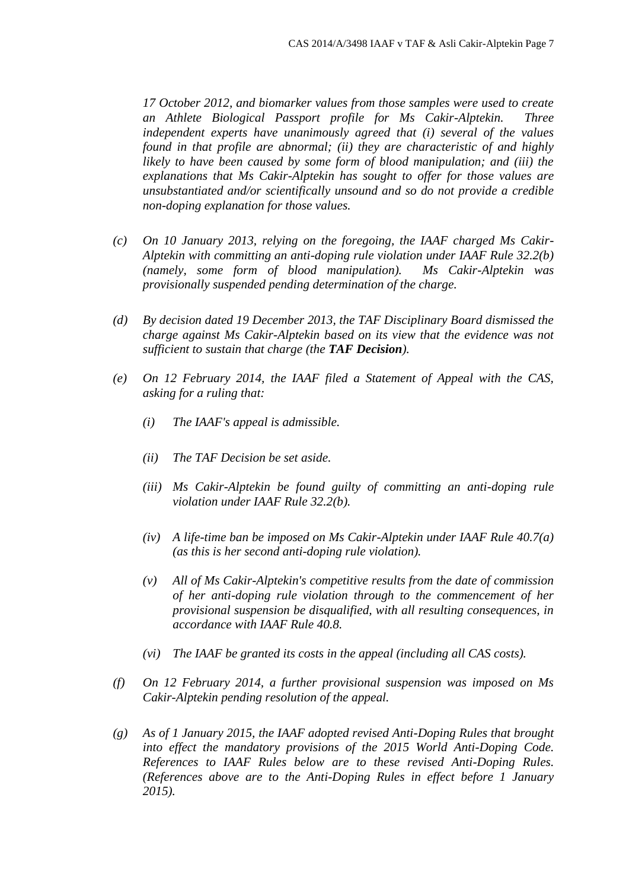*17 October 2012, and biomarker values from those samples were used to create an Athlete Biological Passport profile for Ms Cakir-Alptekin. Three independent experts have unanimously agreed that (i) several of the values found in that profile are abnormal; (ii) they are characteristic of and highly likely to have been caused by some form of blood manipulation; and (iii) the explanations that Ms Cakir-Alptekin has sought to offer for those values are unsubstantiated and/or scientifically unsound and so do not provide a credible non-doping explanation for those values.*

*(c) On 10 January 2013, relying on the foregoing, the IAAF charged Ms Cakir-Alptekin with committing an anti-doping rule violation under IAAF Rule 32.2(b) (namely, some form of blood manipulation). Ms Cakir-Alptekin was provisionally suspended pending determination of the charge.*

*(d) By decision dated 19 December 2013, the TAF Disciplinary Board dismissed the charge against Ms Cakir-Alptekin based on its view that the evidence was not sufficient to sustain that charge (the* ***TAF Decision****).*

*(e) On 12 February 2014, the IAAF filed a Statement of Appeal with the CAS, asking for a ruling that:*

*(i) The IAAF's appeal is admissible.*

*(ii) The TAF Decision be set aside.*

*(iii) Ms Cakir-Alptekin be found guilty of committing an anti-doping rule violation under IAAF Rule 32.2(b).*

*(iv) A life-time ban be imposed on Ms Cakir-Alptekin under IAAF Rule 40.7(a) (as this is her second anti-doping rule violation).*

*(v) All of Ms Cakir-Alptekin's competitive results from the date of commission of her anti-doping rule violation through to the commencement of her provisional suspension be disqualified, with all resulting consequences, in accordance with IAAF Rule 40.8.*

*(vi) The IAAF be granted its costs in the appeal (including all CAS costs).*

*(f) On 12 February 2014, a further provisional suspension was imposed on Ms Cakir-Alptekin pending resolution of the appeal.*

*(g) As of 1 January 2015, the IAAF adopted revised Anti-Doping Rules that brought into effect the mandatory provisions of the 2015 World Anti-Doping Code. References to IAAF Rules below are to these revised Anti-Doping Rules. (References above are to the Anti-Doping Rules in effect before 1 January 2015).*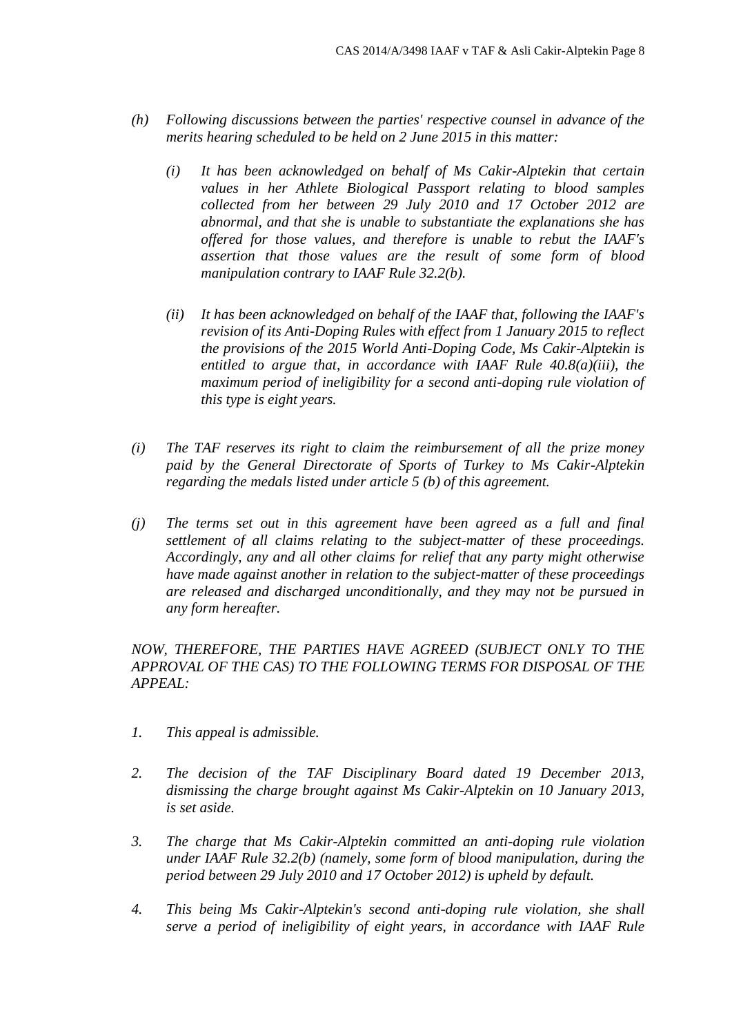*(h) Following discussions between the parties' respective counsel in advance of the merits hearing scheduled to be held on 2 June 2015 in this matter:*

*(i) It has been acknowledged on behalf of Ms Cakir-Alptekin that certain values in her Athlete Biological Passport relating to blood samples collected from her between 29 July 2010 and 17 October 2012 are abnormal, and that she is unable to substantiate the explanations she has offered for those values, and therefore is unable to rebut the IAAF's assertion that those values are the result of some form of blood manipulation contrary to IAAF Rule 32.2(b).*

*(ii) It has been acknowledged on behalf of the IAAF that, following the IAAF's revision of its Anti-Doping Rules with effect from 1 January 2015 to reflect the provisions of the 2015 World Anti-Doping Code, Ms Cakir-Alptekin is entitled to argue that, in accordance with IAAF Rule 40.8(a)(iii), the maximum period of ineligibility for a second anti-doping rule violation of this type is eight years.*

*(i) The TAF reserves its right to claim the reimbursement of all the prize money paid by the General Directorate of Sports of Turkey to Ms Cakir-Alptekin regarding the medals listed under article 5 (b) of this agreement.*

*(j) The terms set out in this agreement have been agreed as a full and final settlement of all claims relating to the subject-matter of these proceedings. Accordingly, any and all other claims for relief that any party might otherwise have made against another in relation to the subject-matter of these proceedings are released and discharged unconditionally, and they may not be pursued in any form hereafter.*

*NOW, THEREFORE, THE PARTIES HAVE AGREED (SUBJECT ONLY TO THE APPROVAL OF THE CAS) TO THE FOLLOWING TERMS FOR DISPOSAL OF THE APPEAL:*

*1. This appeal is admissible.*

*2. The decision of the TAF Disciplinary Board dated 19 December 2013, dismissing the charge brought against Ms Cakir-Alptekin on 10 January 2013, is set aside.*

*3. The charge that Ms Cakir-Alptekin committed an anti-doping rule violation under IAAF Rule 32.2(b) (namely, some form of blood manipulation, during the period between 29 July 2010 and 17 October 2012) is upheld by default.*

*4. This being Ms Cakir-Alptekin's second anti-doping rule violation, she shall serve a period of ineligibility of eight years, in accordance with IAAF Rule*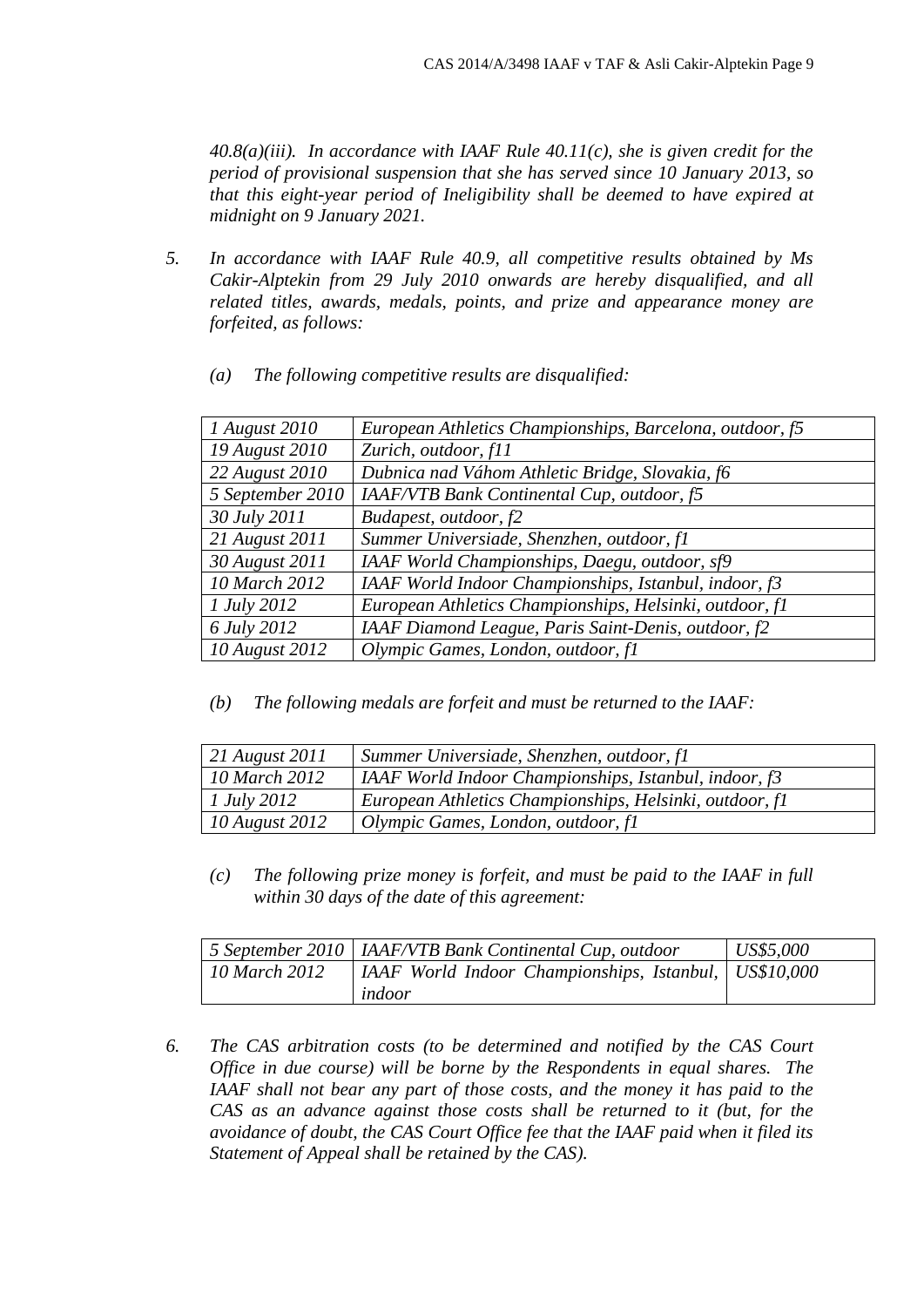*40.8(a)(iii). In accordance with IAAF Rule 40.11(c), she is given credit for the period of provisional suspension that she has served since 10 January 2013, so that this eight-year period of Ineligibility shall be deemed to have expired at midnight on 9 January 2021.*

5. *In accordance with IAAF Rule 40.9, all competitive results obtained by Ms Cakir-Alptekin from 29 July 2010 onwards are hereby disqualified, and all related titles, awards, medals, points, and prize and appearance money are forfeited, as follows:*

   (a) *The following competitive results are disqualified:*

| | |
|---|---|
| *1 August 2010* | *European Athletics Championships, Barcelona, outdoor, f5* |
| *19 August 2010* | *Zurich, outdoor, f11* |
| *22 August 2010* | *Dubnica nad Váhom Athletic Bridge, Slovakia, f6* |
| *5 September 2010* | *IAAF/VTB Bank Continental Cup, outdoor, f5* |
| *30 July 2011* | *Budapest, outdoor, f2* |
| *21 August 2011* | *Summer Universiade, Shenzhen, outdoor, f1* |
| *30 August 2011* | *IAAF World Championships, Daegu, outdoor, sf9* |
| *10 March 2012* | *IAAF World Indoor Championships, Istanbul, indoor, f3* |
| *1 July 2012* | *European Athletics Championships, Helsinki, outdoor, f1* |
| *6 July 2012* | *IAAF Diamond League, Paris Saint-Denis, outdoor, f2* |
| *10 August 2012* | *Olympic Games, London, outdoor, f1* |

   (b) *The following medals are forfeit and must be returned to the IAAF:*

| | |
|---|---|
| *21 August 2011* | *Summer Universiade, Shenzhen, outdoor, f1* |
| *10 March 2012* | *IAAF World Indoor Championships, Istanbul, indoor, f3* |
| *1 July 2012* | *European Athletics Championships, Helsinki, outdoor, f1* |
| *10 August 2012* | *Olympic Games, London, outdoor, f1* |

   (c) *The following prize money is forfeit, and must be paid to the IAAF in full within 30 days of the date of this agreement:*

| | | |
|---|---|---|
| *5 September 2010* | *IAAF/VTB Bank Continental Cup, outdoor* | *US$5,000* |
| *10 March 2012* | *IAAF World Indoor Championships, Istanbul, indoor* | *US$10,000* |

6. *The CAS arbitration costs (to be determined and notified by the CAS Court Office in due course) will be borne by the Respondents in equal shares. The IAAF shall not bear any part of those costs, and the money it has paid to the CAS as an advance against those costs shall be returned to it (but, for the avoidance of doubt, the CAS Court Office fee that the IAAF paid when it filed its Statement of Appeal shall be retained by the CAS).*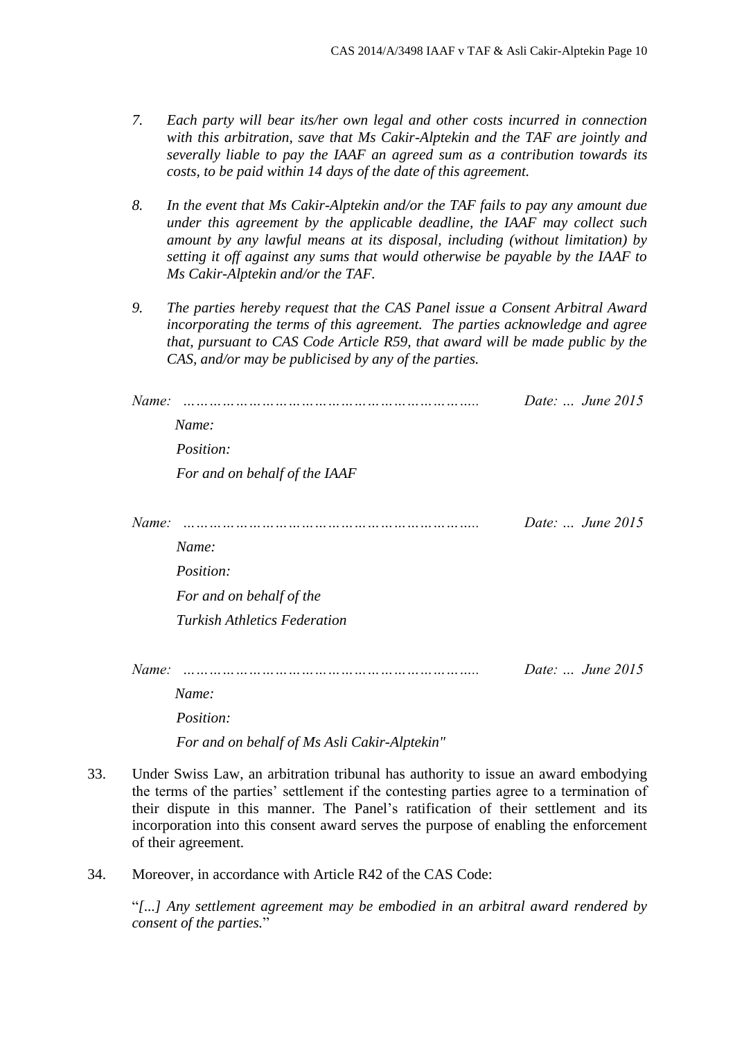7. *Each party will bear its/her own legal and other costs incurred in connection with this arbitration, save that Ms Cakir-Alptekin and the TAF are jointly and severally liable to pay the IAAF an agreed sum as a contribution towards its costs, to be paid within 14 days of the date of this agreement.*

8. *In the event that Ms Cakir-Alptekin and/or the TAF fails to pay any amount due under this agreement by the applicable deadline, the IAAF may collect such amount by any lawful means at its disposal, including (without limitation) by setting it off against any sums that would otherwise be payable by the IAAF to Ms Cakir-Alptekin and/or the TAF.*

9. *The parties hereby request that the CAS Panel issue a Consent Arbitral Award incorporating the terms of this agreement. The parties acknowledge and agree that, pursuant to CAS Code Article R59, that award will be made public by the CAS, and/or may be publicised by any of the parties.*

*Name: …………………………………………………………..* *Date: … June 2015*

*Name:*

*Position:*

*For and on behalf of the IAAF*

*Name: …………………………………………………………..* *Date: … June 2015*

*Name:*

*Position:*

*For and on behalf of the*

*Turkish Athletics Federation*

*Name: …………………………………………………………..* *Date: … June 2015*

*Name:*

*Position:*

*For and on behalf of Ms Asli Cakir-Alptekin"*

33. Under Swiss Law, an arbitration tribunal has authority to issue an award embodying the terms of the parties' settlement if the contesting parties agree to a termination of their dispute in this manner. The Panel's ratification of their settlement and its incorporation into this consent award serves the purpose of enabling the enforcement of their agreement.

34. Moreover, in accordance with Article R42 of the CAS Code:

"*[...] Any settlement agreement may be embodied in an arbitral award rendered by consent of the parties.*"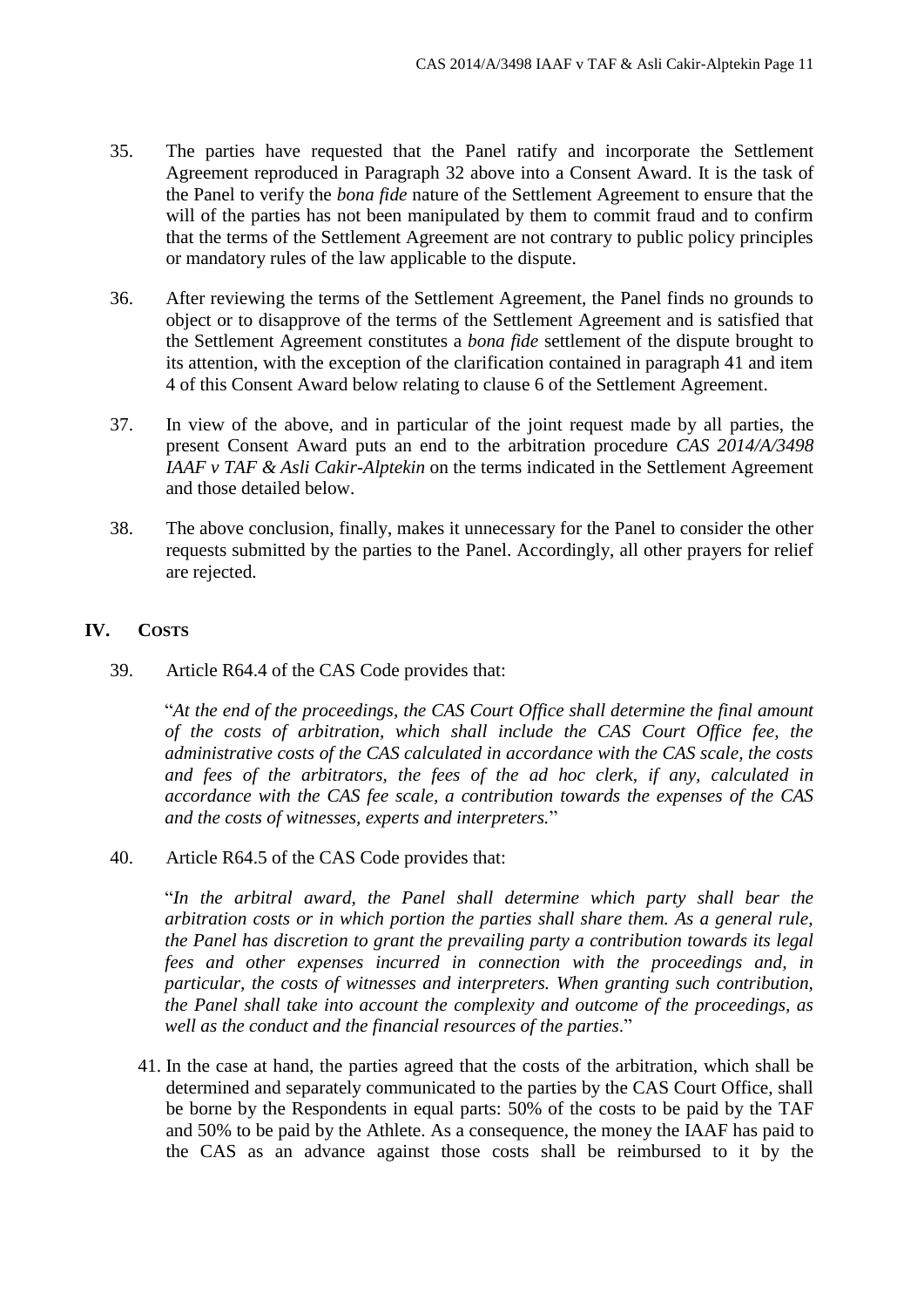35. The parties have requested that the Panel ratify and incorporate the Settlement Agreement reproduced in Paragraph 32 above into a Consent Award. It is the task of the Panel to verify the *bona fide* nature of the Settlement Agreement to ensure that the will of the parties has not been manipulated by them to commit fraud and to confirm that the terms of the Settlement Agreement are not contrary to public policy principles or mandatory rules of the law applicable to the dispute.

36. After reviewing the terms of the Settlement Agreement, the Panel finds no grounds to object or to disapprove of the terms of the Settlement Agreement and is satisfied that the Settlement Agreement constitutes a *bona fide* settlement of the dispute brought to its attention, with the exception of the clarification contained in paragraph 41 and item 4 of this Consent Award below relating to clause 6 of the Settlement Agreement.

37. In view of the above, and in particular of the joint request made by all parties, the present Consent Award puts an end to the arbitration procedure *CAS 2014/A/3498 IAAF v TAF & Asli Cakir-Alptekin* on the terms indicated in the Settlement Agreement and those detailed below.

38. The above conclusion, finally, makes it unnecessary for the Panel to consider the other requests submitted by the parties to the Panel. Accordingly, all other prayers for relief are rejected.

## IV. Costs

39. Article R64.4 of the CAS Code provides that:

"*At the end of the proceedings, the CAS Court Office shall determine the final amount of the costs of arbitration, which shall include the CAS Court Office fee, the administrative costs of the CAS calculated in accordance with the CAS scale, the costs and fees of the arbitrators, the fees of the ad hoc clerk, if any, calculated in accordance with the CAS fee scale, a contribution towards the expenses of the CAS and the costs of witnesses, experts and interpreters.*"

40. Article R64.5 of the CAS Code provides that:

"*In the arbitral award, the Panel shall determine which party shall bear the arbitration costs or in which portion the parties shall share them. As a general rule, the Panel has discretion to grant the prevailing party a contribution towards its legal fees and other expenses incurred in connection with the proceedings and, in particular, the costs of witnesses and interpreters. When granting such contribution, the Panel shall take into account the complexity and outcome of the proceedings, as well as the conduct and the financial resources of the parties*."

41. In the case at hand, the parties agreed that the costs of the arbitration, which shall be determined and separately communicated to the parties by the CAS Court Office, shall be borne by the Respondents in equal parts: 50% of the costs to be paid by the TAF and 50% to be paid by the Athlete. As a consequence, the money the IAAF has paid to the CAS as an advance against those costs shall be reimbursed to it by the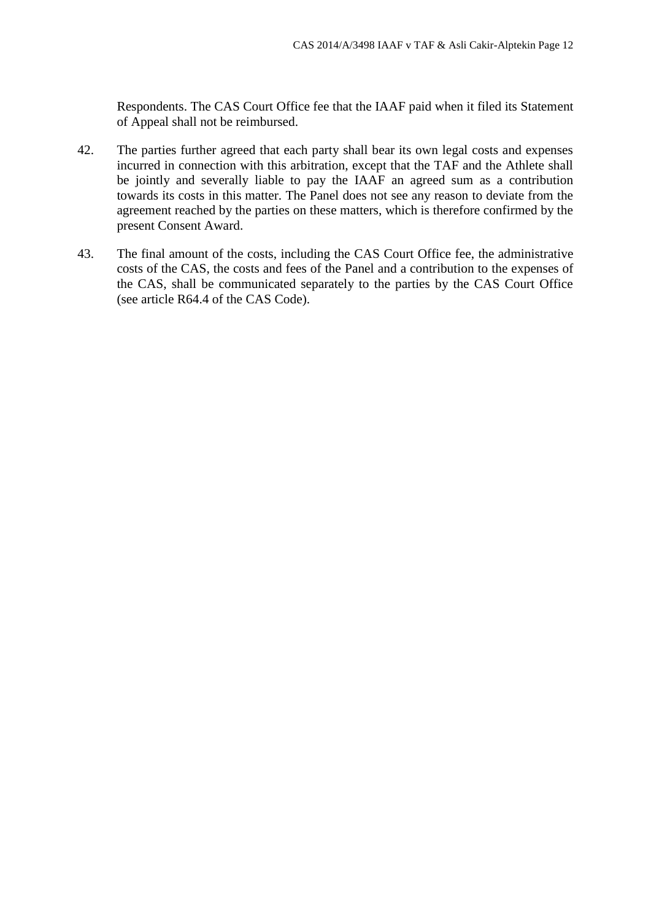Respondents. The CAS Court Office fee that the IAAF paid when it filed its Statement of Appeal shall not be reimbursed.

42. The parties further agreed that each party shall bear its own legal costs and expenses incurred in connection with this arbitration, except that the TAF and the Athlete shall be jointly and severally liable to pay the IAAF an agreed sum as a contribution towards its costs in this matter. The Panel does not see any reason to deviate from the agreement reached by the parties on these matters, which is therefore confirmed by the present Consent Award.

43. The final amount of the costs, including the CAS Court Office fee, the administrative costs of the CAS, the costs and fees of the Panel and a contribution to the expenses of the CAS, shall be communicated separately to the parties by the CAS Court Office (see article R64.4 of the CAS Code).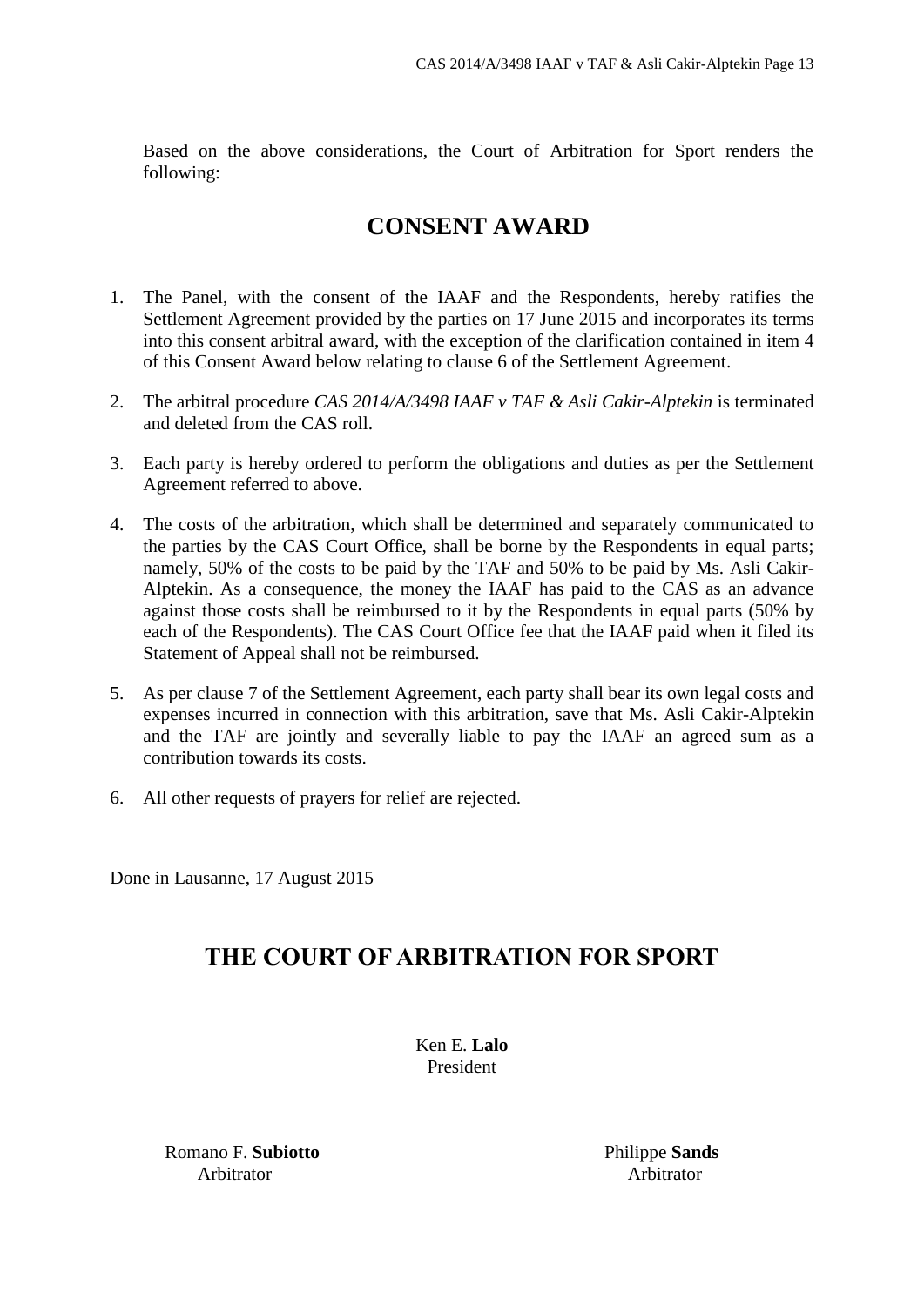Based on the above considerations, the Court of Arbitration for Sport renders the following:

## CONSENT AWARD

1. The Panel, with the consent of the IAAF and the Respondents, hereby ratifies the Settlement Agreement provided by the parties on 17 June 2015 and incorporates its terms into this consent arbitral award, with the exception of the clarification contained in item 4 of this Consent Award below relating to clause 6 of the Settlement Agreement.

2. The arbitral procedure *CAS 2014/A/3498 IAAF v TAF & Asli Cakir-Alptekin* is terminated and deleted from the CAS roll.

3. Each party is hereby ordered to perform the obligations and duties as per the Settlement Agreement referred to above.

4. The costs of the arbitration, which shall be determined and separately communicated to the parties by the CAS Court Office, shall be borne by the Respondents in equal parts; namely, 50% of the costs to be paid by the TAF and 50% to be paid by Ms. Asli Cakir-Alptekin. As a consequence, the money the IAAF has paid to the CAS as an advance against those costs shall be reimbursed to it by the Respondents in equal parts (50% by each of the Respondents). The CAS Court Office fee that the IAAF paid when it filed its Statement of Appeal shall not be reimbursed.

5. As per clause 7 of the Settlement Agreement, each party shall bear its own legal costs and expenses incurred in connection with this arbitration, save that Ms. Asli Cakir-Alptekin and the TAF are jointly and severally liable to pay the IAAF an agreed sum as a contribution towards its costs.

6. All other requests of prayers for relief are rejected.

Done in Lausanne, 17 August 2015

## THE COURT OF ARBITRATION FOR SPORT

Ken E. **Lalo**
President

Romano F. **Subiotto**
Arbitrator

Philippe **Sands**
Arbitrator